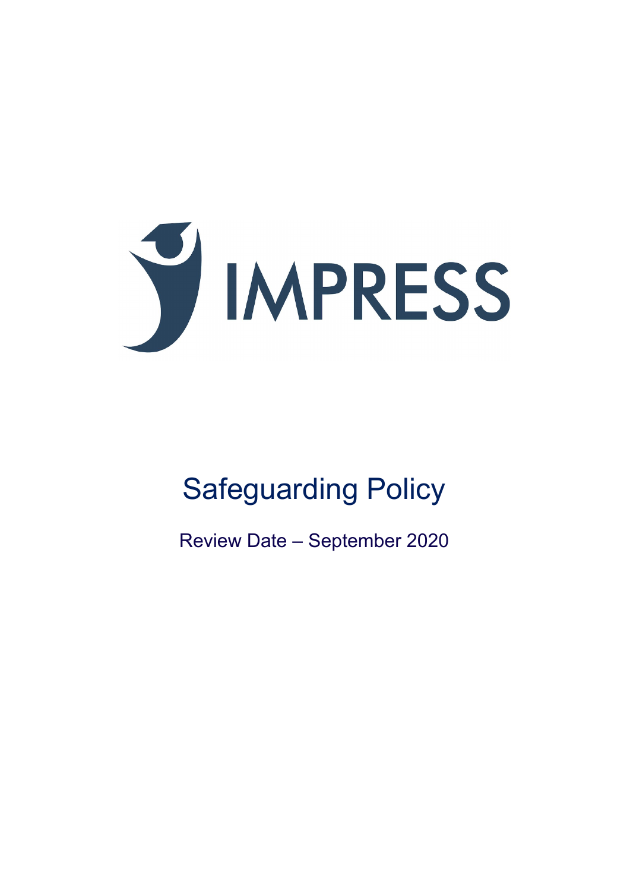IMPRESS

# Safeguarding Policy

Review Date – September 2020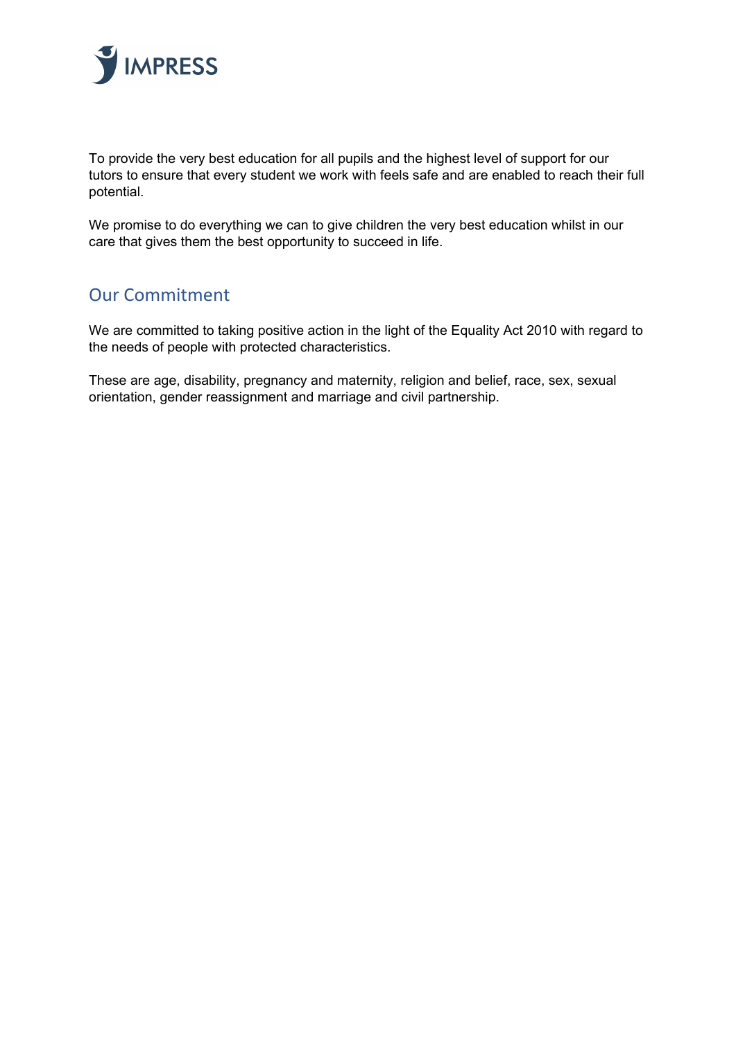To provide the very best education for all pupils and the highest level of support for our tutors to ensure that every student we work with feels safe and are enabled to reach their full potential.

We promise to do everything we can to give children the very best education whilst in our care that gives them the best opportunity to succeed in life.

## Our Commitment

We are committed to taking positive action in the light of the Equality Act 2010 with regard to the needs of people with protected characteristics.

These are age, disability, pregnancy and maternity, religion and belief, race, sex, sexual orientation, gender reassignment and marriage and civil partnership.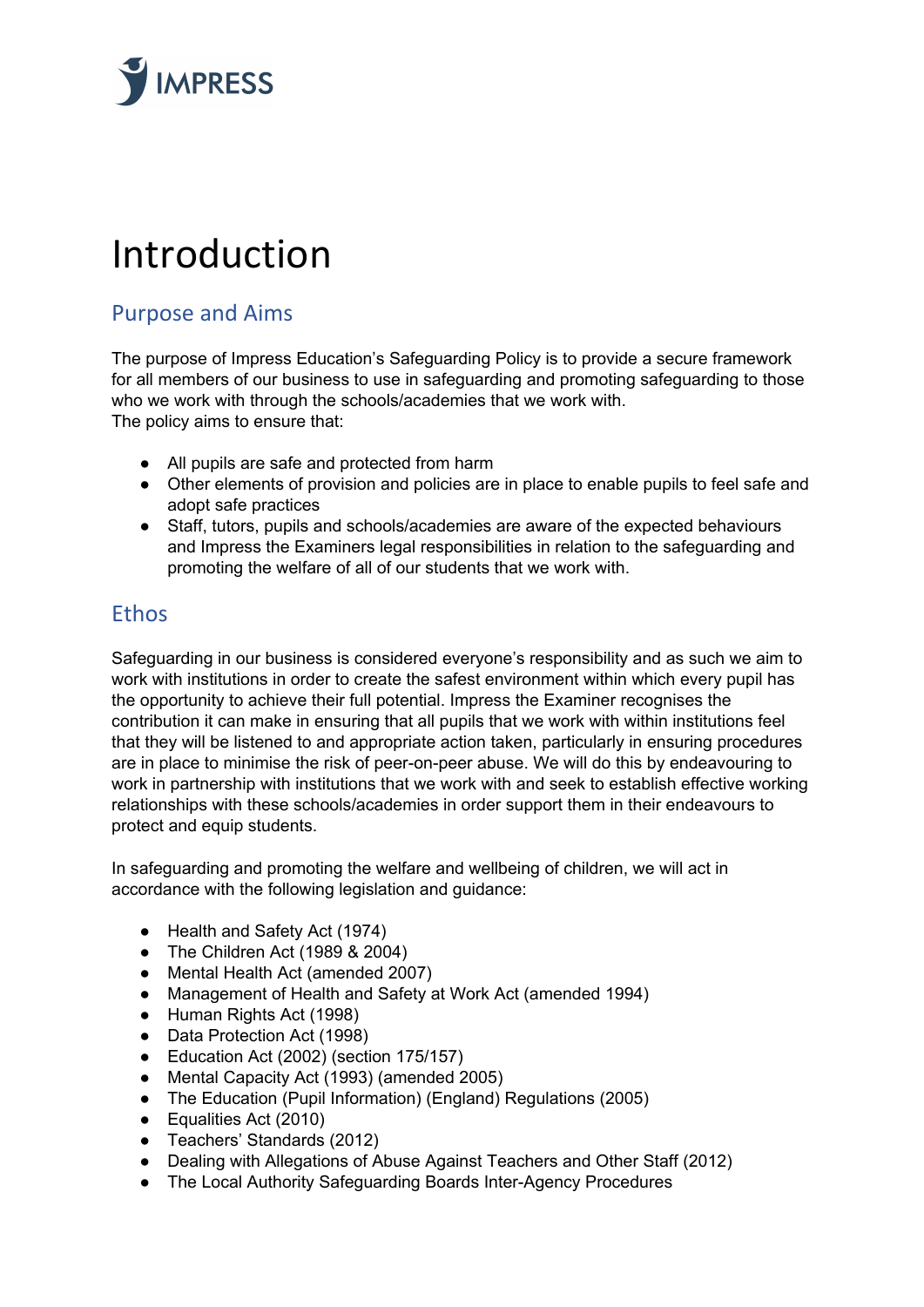# Introduction

## Purpose and Aims

The purpose of Impress Education's Safeguarding Policy is to provide a secure framework for all members of our business to use in safeguarding and promoting safeguarding to those who we work with through the schools/academies that we work with.
The policy aims to ensure that:

- All pupils are safe and protected from harm
- Other elements of provision and policies are in place to enable pupils to feel safe and adopt safe practices
- Staff, tutors, pupils and schools/academies are aware of the expected behaviours and Impress the Examiners legal responsibilities in relation to the safeguarding and promoting the welfare of all of our students that we work with.

## Ethos

Safeguarding in our business is considered everyone's responsibility and as such we aim to work with institutions in order to create the safest environment within which every pupil has the opportunity to achieve their full potential. Impress the Examiner recognises the contribution it can make in ensuring that all pupils that we work with within institutions feel that they will be listened to and appropriate action taken, particularly in ensuring procedures are in place to minimise the risk of peer-on-peer abuse. We will do this by endeavouring to work in partnership with institutions that we work with and seek to establish effective working relationships with these schools/academies in order support them in their endeavours to protect and equip students.

In safeguarding and promoting the welfare and wellbeing of children, we will act in accordance with the following legislation and guidance:

- Health and Safety Act (1974)
- The Children Act (1989 & 2004)
- Mental Health Act (amended 2007)
- Management of Health and Safety at Work Act (amended 1994)
- Human Rights Act (1998)
- Data Protection Act (1998)
- Education Act (2002) (section 175/157)
- Mental Capacity Act (1993) (amended 2005)
- The Education (Pupil Information) (England) Regulations (2005)
- Equalities Act (2010)
- Teachers' Standards (2012)
- Dealing with Allegations of Abuse Against Teachers and Other Staff (2012)
- The Local Authority Safeguarding Boards Inter-Agency Procedures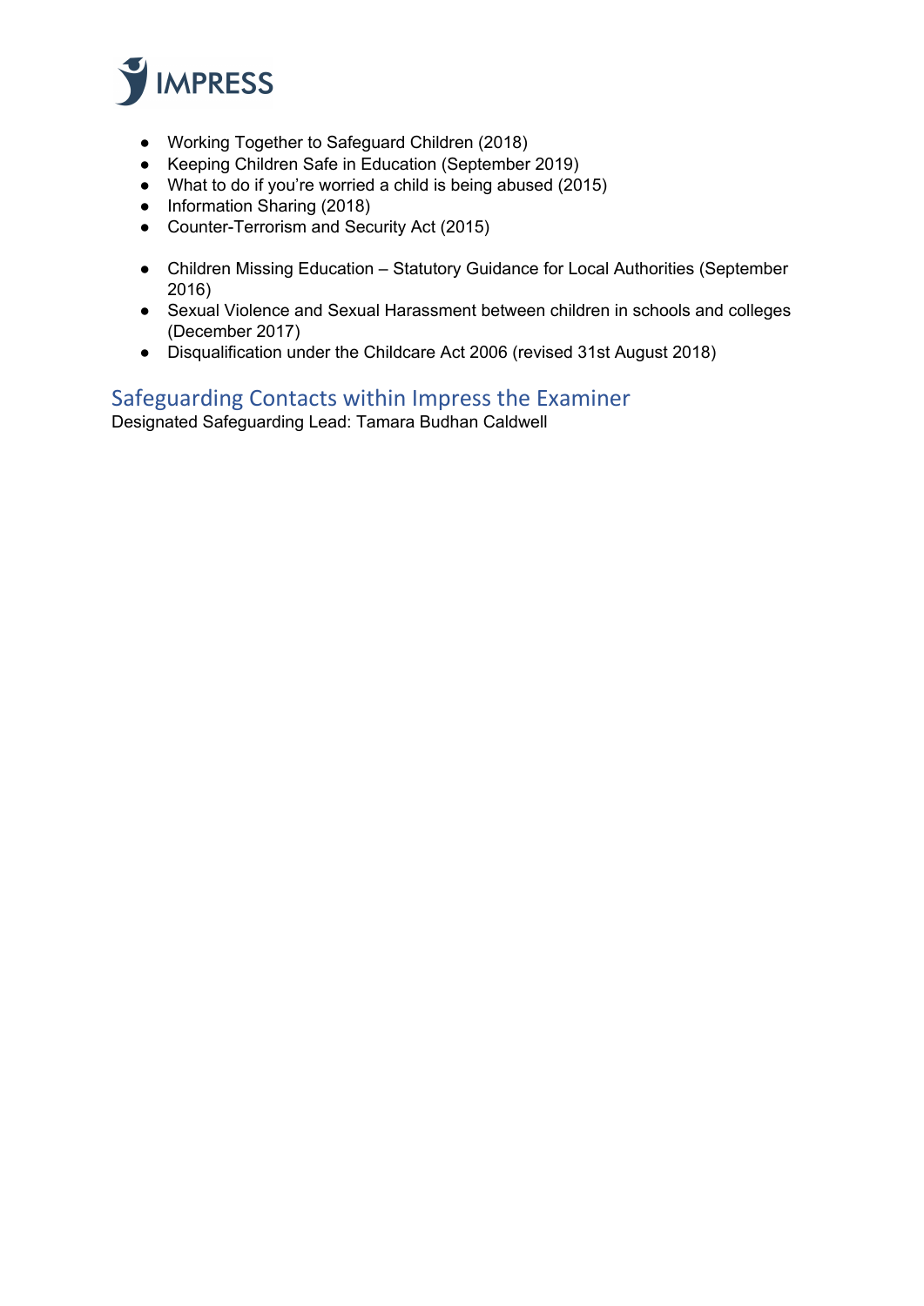- Working Together to Safeguard Children (2018)
- Keeping Children Safe in Education (September 2019)
- What to do if you're worried a child is being abused (2015)
- Information Sharing (2018)
- Counter-Terrorism and Security Act (2015)

- Children Missing Education – Statutory Guidance for Local Authorities (September 2016)
- Sexual Violence and Sexual Harassment between children in schools and colleges (December 2017)
- Disqualification under the Childcare Act 2006 (revised 31st August 2018)

## Safeguarding Contacts within Impress the Examiner

Designated Safeguarding Lead: Tamara Budhan Caldwell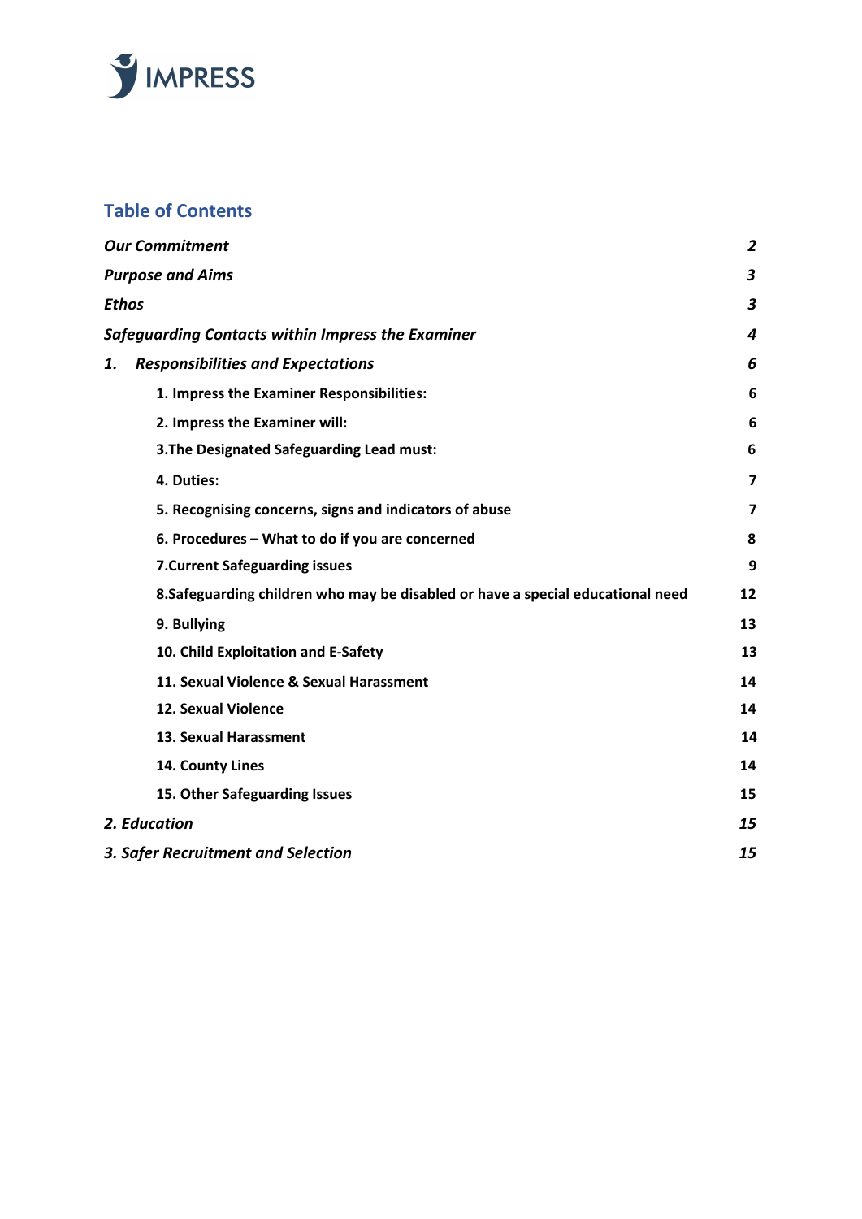IMPRESS

## Table of Contents

| | |
|---|---|
| ***Our Commitment*** | ***2*** |
| ***Purpose and Aims*** | ***3*** |
| ***Ethos*** | ***3*** |
| ***Safeguarding Contacts within Impress the Examiner*** | ***4*** |
| ***1. Responsibilities and Expectations*** | ***6*** |
| **1. Impress the Examiner Responsibilities:** | **6** |
| **2. Impress the Examiner will:** | **6** |
| **3.The Designated Safeguarding Lead must:** | **6** |
| **4. Duties:** | **7** |
| **5. Recognising concerns, signs and indicators of abuse** | **7** |
| **6. Procedures – What to do if you are concerned** | **8** |
| **7.Current Safeguarding issues** | **9** |
| **8.Safeguarding children who may be disabled or have a special educational need** | **12** |
| **9. Bullying** | **13** |
| **10. Child Exploitation and E-Safety** | **13** |
| **11. Sexual Violence & Sexual Harassment** | **14** |
| **12. Sexual Violence** | **14** |
| **13. Sexual Harassment** | **14** |
| **14. County Lines** | **14** |
| **15. Other Safeguarding Issues** | **15** |
| ***2. Education*** | ***15*** |
| ***3. Safer Recruitment and Selection*** | ***15*** |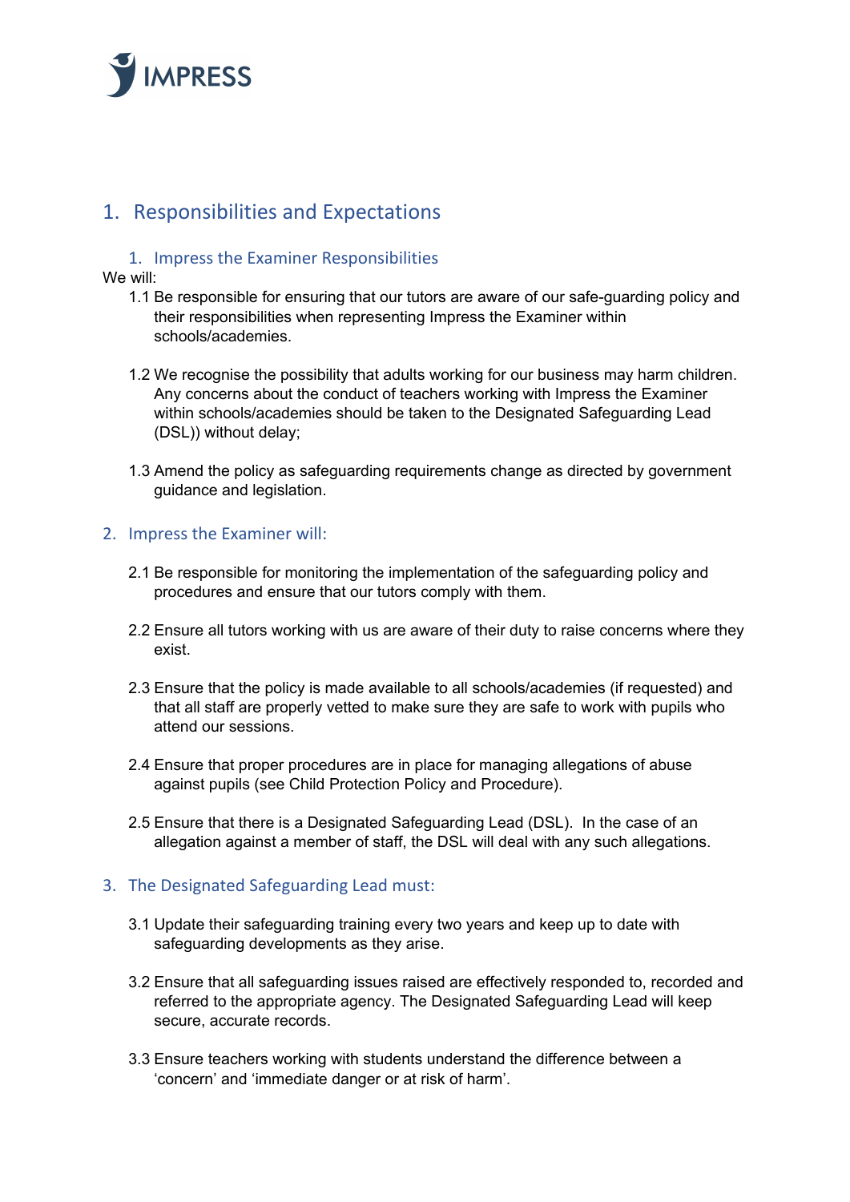# 1. Responsibilities and Expectations

## 1. Impress the Examiner Responsibilities

We will:

1.1 Be responsible for ensuring that our tutors are aware of our safe-guarding policy and their responsibilities when representing Impress the Examiner within schools/academies.

1.2 We recognise the possibility that adults working for our business may harm children. Any concerns about the conduct of teachers working with Impress the Examiner within schools/academies should be taken to the Designated Safeguarding Lead (DSL)) without delay;

1.3 Amend the policy as safeguarding requirements change as directed by government guidance and legislation.

## 2. Impress the Examiner will:

2.1 Be responsible for monitoring the implementation of the safeguarding policy and procedures and ensure that our tutors comply with them.

2.2 Ensure all tutors working with us are aware of their duty to raise concerns where they exist.

2.3 Ensure that the policy is made available to all schools/academies (if requested) and that all staff are properly vetted to make sure they are safe to work with pupils who attend our sessions.

2.4 Ensure that proper procedures are in place for managing allegations of abuse against pupils (see Child Protection Policy and Procedure).

2.5 Ensure that there is a Designated Safeguarding Lead (DSL). In the case of an allegation against a member of staff, the DSL will deal with any such allegations.

## 3. The Designated Safeguarding Lead must:

3.1 Update their safeguarding training every two years and keep up to date with safeguarding developments as they arise.

3.2 Ensure that all safeguarding issues raised are effectively responded to, recorded and referred to the appropriate agency. The Designated Safeguarding Lead will keep secure, accurate records.

3.3 Ensure teachers working with students understand the difference between a ‘concern’ and ‘immediate danger or at risk of harm’.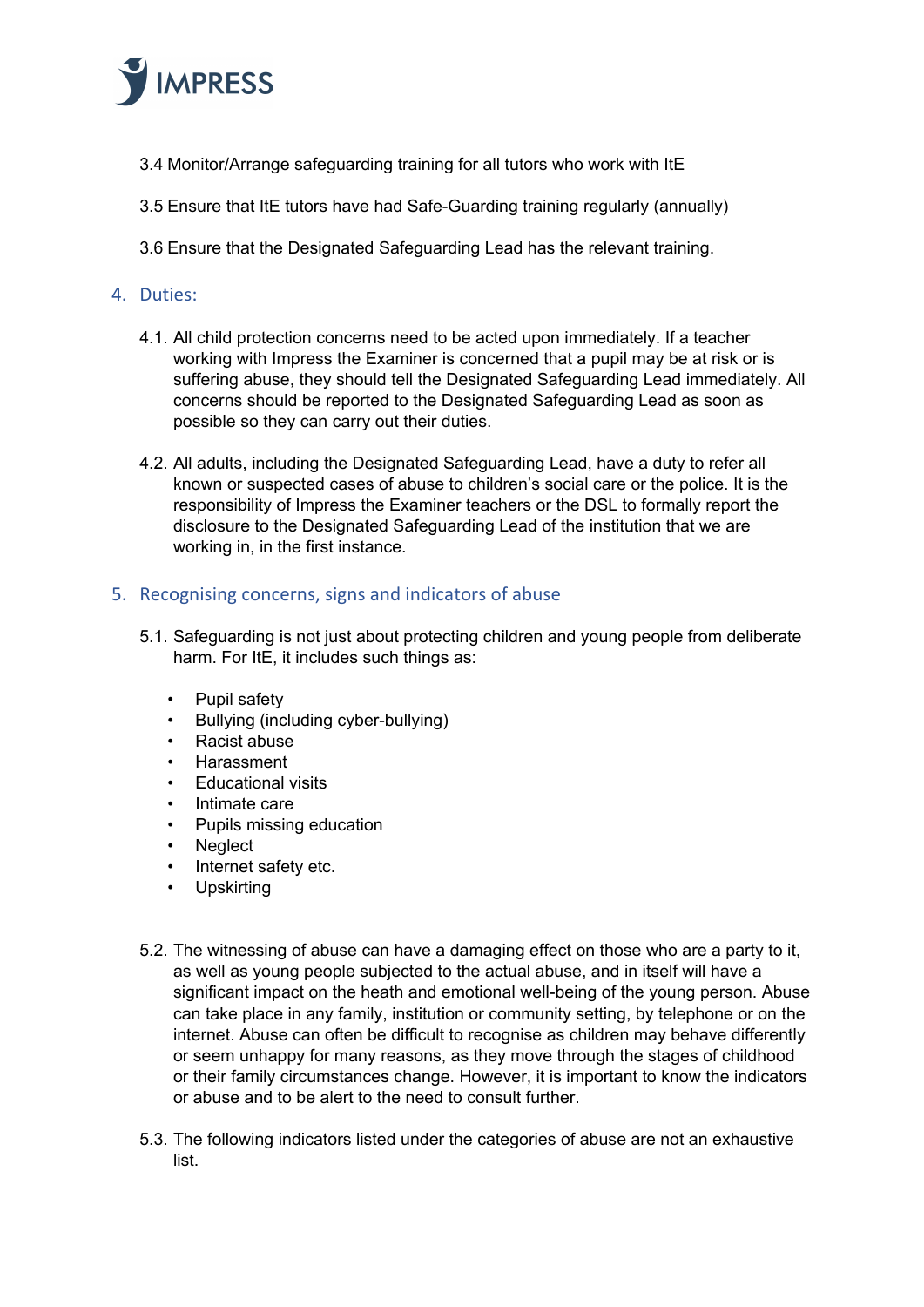3.4 Monitor/Arrange safeguarding training for all tutors who work with ItE

3.5 Ensure that ItE tutors have had Safe-Guarding training regularly (annually)

3.6 Ensure that the Designated Safeguarding Lead has the relevant training.

## 4. Duties:

4.1. All child protection concerns need to be acted upon immediately. If a teacher working with Impress the Examiner is concerned that a pupil may be at risk or is suffering abuse, they should tell the Designated Safeguarding Lead immediately. All concerns should be reported to the Designated Safeguarding Lead as soon as possible so they can carry out their duties.

4.2. All adults, including the Designated Safeguarding Lead, have a duty to refer all known or suspected cases of abuse to children's social care or the police. It is the responsibility of Impress the Examiner teachers or the DSL to formally report the disclosure to the Designated Safeguarding Lead of the institution that we are working in, in the first instance.

## 5. Recognising concerns, signs and indicators of abuse

5.1. Safeguarding is not just about protecting children and young people from deliberate harm. For ItE, it includes such things as:

- Pupil safety
- Bullying (including cyber-bullying)
- Racist abuse
- Harassment
- Educational visits
- Intimate care
- Pupils missing education
- Neglect
- Internet safety etc.
- Upskirting

5.2. The witnessing of abuse can have a damaging effect on those who are a party to it, as well as young people subjected to the actual abuse, and in itself will have a significant impact on the heath and emotional well-being of the young person. Abuse can take place in any family, institution or community setting, by telephone or on the internet. Abuse can often be difficult to recognise as children may behave differently or seem unhappy for many reasons, as they move through the stages of childhood or their family circumstances change. However, it is important to know the indicators or abuse and to be alert to the need to consult further.

5.3. The following indicators listed under the categories of abuse are not an exhaustive list.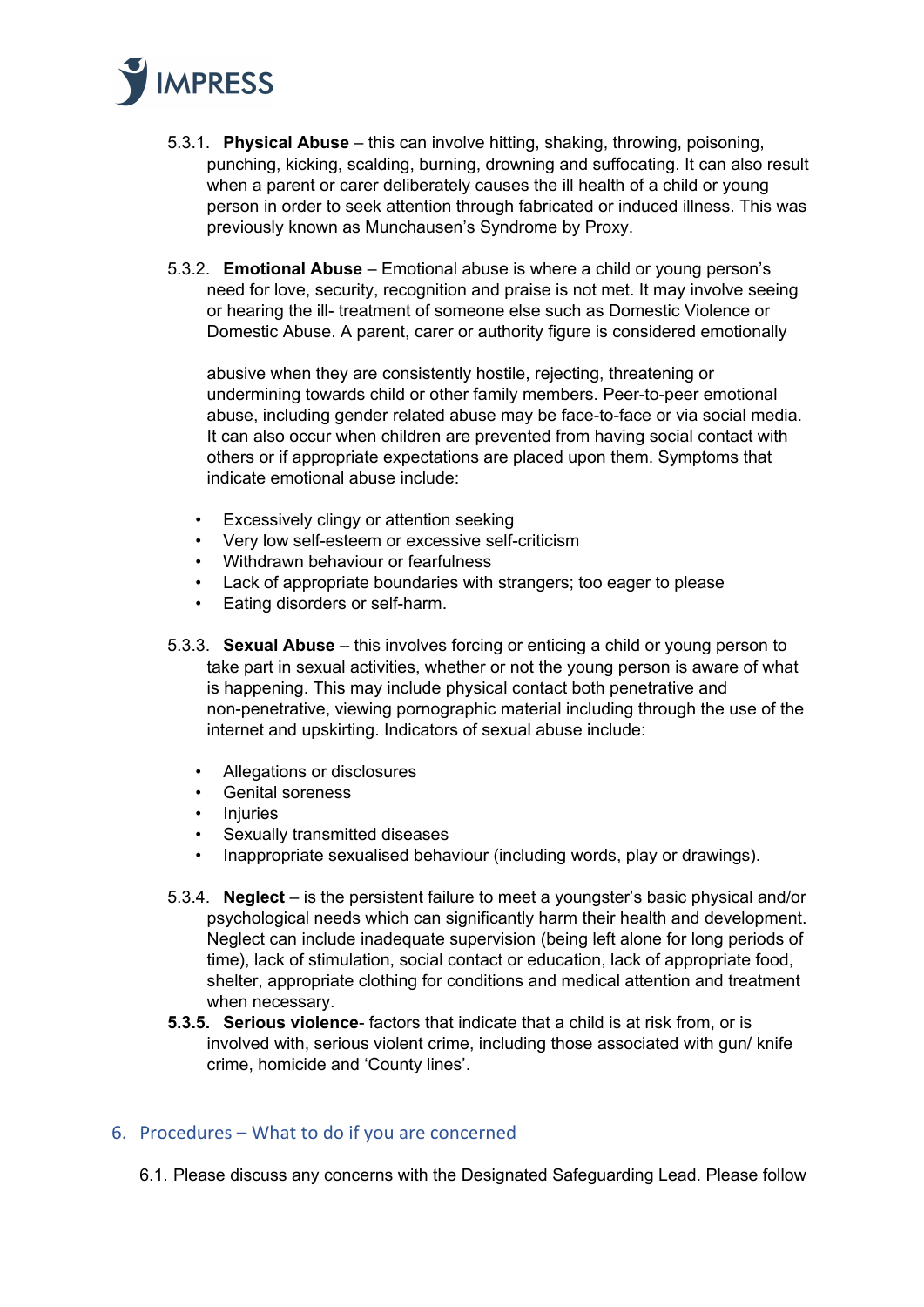5.3.1. **Physical Abuse** – this can involve hitting, shaking, throwing, poisoning, punching, kicking, scalding, burning, drowning and suffocating. It can also result when a parent or carer deliberately causes the ill health of a child or young person in order to seek attention through fabricated or induced illness. This was previously known as Munchausen's Syndrome by Proxy.

5.3.2. **Emotional Abuse** – Emotional abuse is where a child or young person's need for love, security, recognition and praise is not met. It may involve seeing or hearing the ill- treatment of someone else such as Domestic Violence or Domestic Abuse. A parent, carer or authority figure is considered emotionally abusive when they are consistently hostile, rejecting, threatening or undermining towards child or other family members. Peer-to-peer emotional abuse, including gender related abuse may be face-to-face or via social media. It can also occur when children are prevented from having social contact with others or if appropriate expectations are placed upon them. Symptoms that indicate emotional abuse include:

- Excessively clingy or attention seeking
- Very low self-esteem or excessive self-criticism
- Withdrawn behaviour or fearfulness
- Lack of appropriate boundaries with strangers; too eager to please
- Eating disorders or self-harm.

5.3.3. **Sexual Abuse** – this involves forcing or enticing a child or young person to take part in sexual activities, whether or not the young person is aware of what is happening. This may include physical contact both penetrative and non-penetrative, viewing pornographic material including through the use of the internet and upskirting. Indicators of sexual abuse include:

- Allegations or disclosures
- Genital soreness
- Injuries
- Sexually transmitted diseases
- Inappropriate sexualised behaviour (including words, play or drawings).

5.3.4. **Neglect** – is the persistent failure to meet a youngster's basic physical and/or psychological needs which can significantly harm their health and development. Neglect can include inadequate supervision (being left alone for long periods of time), lack of stimulation, social contact or education, lack of appropriate food, shelter, appropriate clothing for conditions and medical attention and treatment when necessary.

**5.3.5. Serious violence**- factors that indicate that a child is at risk from, or is involved with, serious violent crime, including those associated with gun/ knife crime, homicide and 'County lines'.

## 6. Procedures – What to do if you are concerned

6.1. Please discuss any concerns with the Designated Safeguarding Lead. Please follow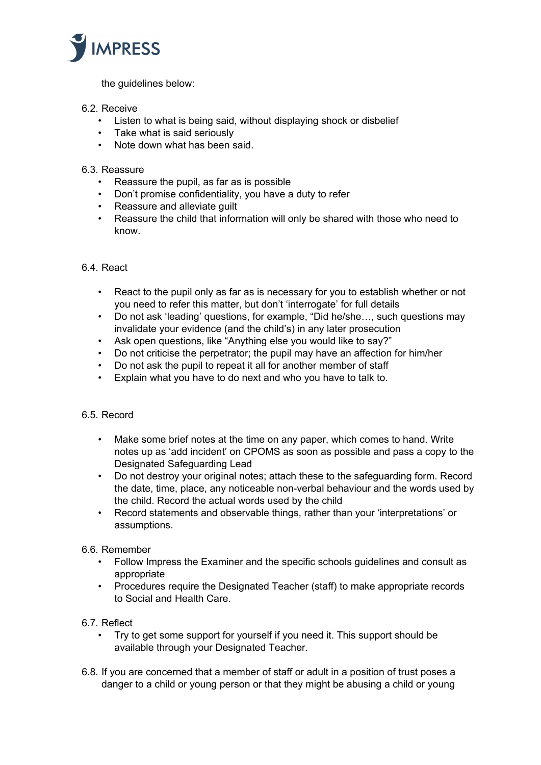the guidelines below:

6.2. Receive

- Listen to what is being said, without displaying shock or disbelief
- Take what is said seriously
- Note down what has been said.

6.3. Reassure

- Reassure the pupil, as far as is possible
- Don't promise confidentiality, you have a duty to refer
- Reassure and alleviate guilt
- Reassure the child that information will only be shared with those who need to know.

6.4. React

- React to the pupil only as far as is necessary for you to establish whether or not you need to refer this matter, but don't 'interrogate' for full details
- Do not ask 'leading' questions, for example, "Did he/she…, such questions may invalidate your evidence (and the child's) in any later prosecution
- Ask open questions, like "Anything else you would like to say?"
- Do not criticise the perpetrator; the pupil may have an affection for him/her
- Do not ask the pupil to repeat it all for another member of staff
- Explain what you have to do next and who you have to talk to.

6.5. Record

- Make some brief notes at the time on any paper, which comes to hand. Write notes up as 'add incident' on CPOMS as soon as possible and pass a copy to the Designated Safeguarding Lead
- Do not destroy your original notes; attach these to the safeguarding form. Record the date, time, place, any noticeable non-verbal behaviour and the words used by the child. Record the actual words used by the child
- Record statements and observable things, rather than your 'interpretations' or assumptions.

6.6. Remember

- Follow Impress the Examiner and the specific schools guidelines and consult as appropriate
- Procedures require the Designated Teacher (staff) to make appropriate records to Social and Health Care.

6.7. Reflect

- Try to get some support for yourself if you need it. This support should be available through your Designated Teacher.

6.8. If you are concerned that a member of staff or adult in a position of trust poses a danger to a child or young person or that they might be abusing a child or young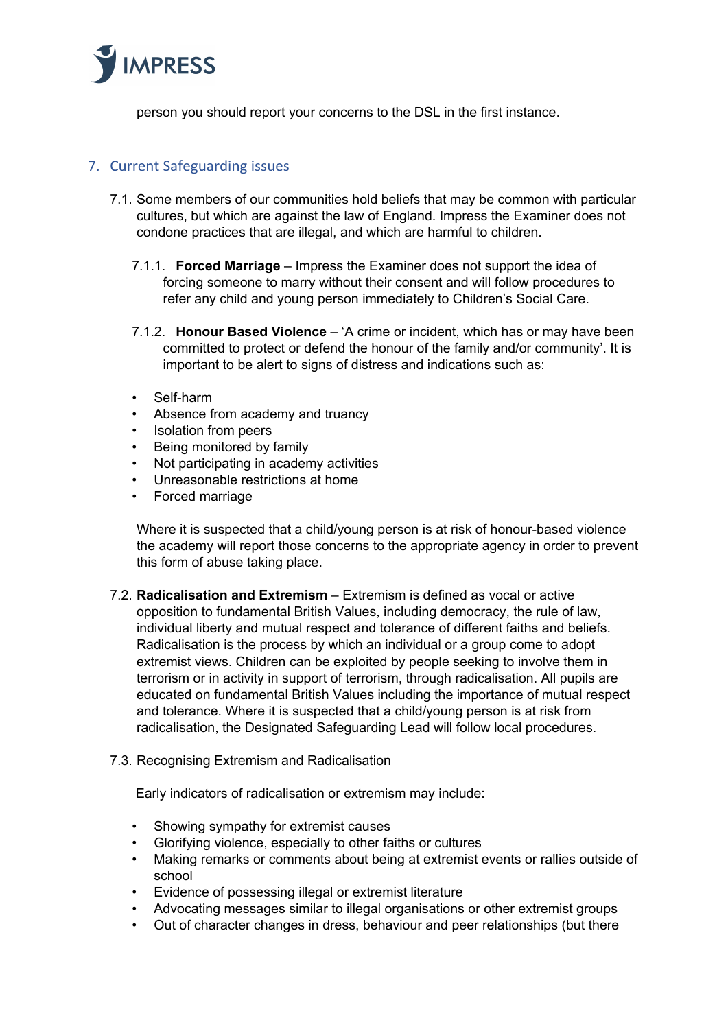person you should report your concerns to the DSL in the first instance.

## 7. Current Safeguarding issues

7.1. Some members of our communities hold beliefs that may be common with particular cultures, but which are against the law of England. Impress the Examiner does not condone practices that are illegal, and which are harmful to children.

7.1.1. **Forced Marriage** – Impress the Examiner does not support the idea of forcing someone to marry without their consent and will follow procedures to refer any child and young person immediately to Children's Social Care.

7.1.2. **Honour Based Violence** – 'A crime or incident, which has or may have been committed to protect or defend the honour of the family and/or community'. It is important to be alert to signs of distress and indications such as:

- Self-harm
- Absence from academy and truancy
- Isolation from peers
- Being monitored by family
- Not participating in academy activities
- Unreasonable restrictions at home
- Forced marriage

Where it is suspected that a child/young person is at risk of honour-based violence the academy will report those concerns to the appropriate agency in order to prevent this form of abuse taking place.

7.2. **Radicalisation and Extremism** – Extremism is defined as vocal or active opposition to fundamental British Values, including democracy, the rule of law, individual liberty and mutual respect and tolerance of different faiths and beliefs. Radicalisation is the process by which an individual or a group come to adopt extremist views. Children can be exploited by people seeking to involve them in terrorism or in activity in support of terrorism, through radicalisation. All pupils are educated on fundamental British Values including the importance of mutual respect and tolerance. Where it is suspected that a child/young person is at risk from radicalisation, the Designated Safeguarding Lead will follow local procedures.

7.3. Recognising Extremism and Radicalisation

Early indicators of radicalisation or extremism may include:

- Showing sympathy for extremist causes
- Glorifying violence, especially to other faiths or cultures
- Making remarks or comments about being at extremist events or rallies outside of school
- Evidence of possessing illegal or extremist literature
- Advocating messages similar to illegal organisations or other extremist groups
- Out of character changes in dress, behaviour and peer relationships (but there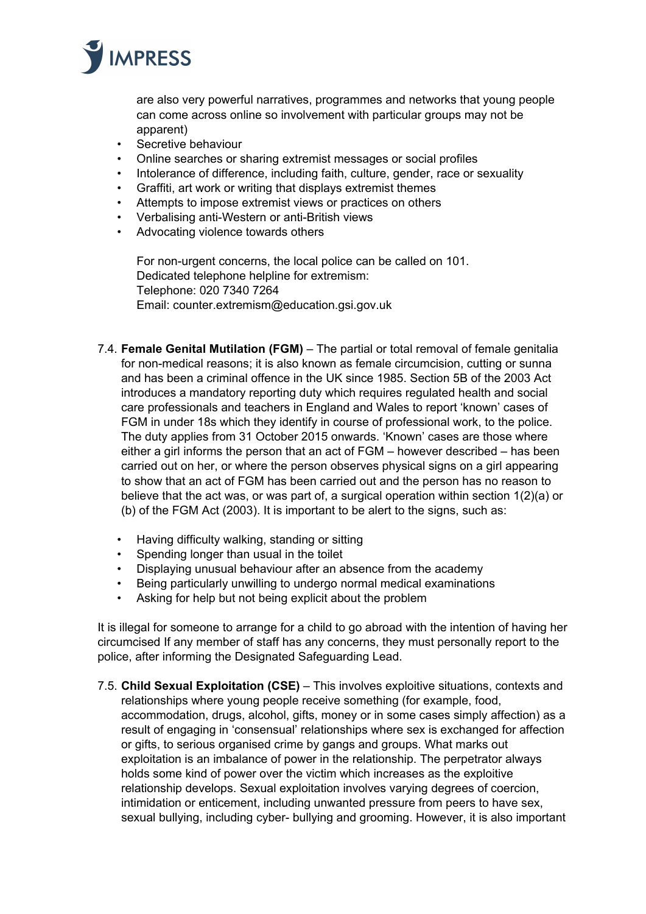are also very powerful narratives, programmes and networks that young people can come across online so involvement with particular groups may not be apparent)

- Secretive behaviour
- Online searches or sharing extremist messages or social profiles
- Intolerance of difference, including faith, culture, gender, race or sexuality
- Graffiti, art work or writing that displays extremist themes
- Attempts to impose extremist views or practices on others
- Verbalising anti-Western or anti-British views
- Advocating violence towards others

For non-urgent concerns, the local police can be called on 101.
Dedicated telephone helpline for extremism:
Telephone: 020 7340 7264
Email: counter.extremism@education.gsi.gov.uk

7.4. **Female Genital Mutilation (FGM)** – The partial or total removal of female genitalia for non-medical reasons; it is also known as female circumcision, cutting or sunna and has been a criminal offence in the UK since 1985. Section 5B of the 2003 Act introduces a mandatory reporting duty which requires regulated health and social care professionals and teachers in England and Wales to report 'known' cases of FGM in under 18s which they identify in course of professional work, to the police. The duty applies from 31 October 2015 onwards. 'Known' cases are those where either a girl informs the person that an act of FGM – however described – has been carried out on her, or where the person observes physical signs on a girl appearing to show that an act of FGM has been carried out and the person has no reason to believe that the act was, or was part of, a surgical operation within section 1(2)(a) or (b) of the FGM Act (2003). It is important to be alert to the signs, such as:

- Having difficulty walking, standing or sitting
- Spending longer than usual in the toilet
- Displaying unusual behaviour after an absence from the academy
- Being particularly unwilling to undergo normal medical examinations
- Asking for help but not being explicit about the problem

It is illegal for someone to arrange for a child to go abroad with the intention of having her circumcised If any member of staff has any concerns, they must personally report to the police, after informing the Designated Safeguarding Lead.

7.5. **Child Sexual Exploitation (CSE)** – This involves exploitive situations, contexts and relationships where young people receive something (for example, food, accommodation, drugs, alcohol, gifts, money or in some cases simply affection) as a result of engaging in 'consensual' relationships where sex is exchanged for affection or gifts, to serious organised crime by gangs and groups. What marks out exploitation is an imbalance of power in the relationship. The perpetrator always holds some kind of power over the victim which increases as the exploitive relationship develops. Sexual exploitation involves varying degrees of coercion, intimidation or enticement, including unwanted pressure from peers to have sex, sexual bullying, including cyber- bullying and grooming. However, it is also important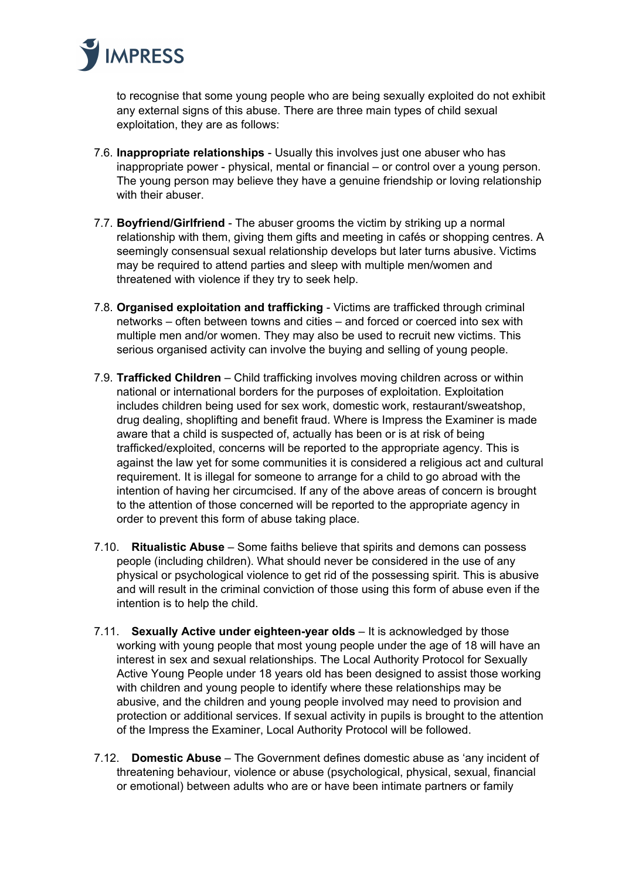to recognise that some young people who are being sexually exploited do not exhibit any external signs of this abuse. There are three main types of child sexual exploitation, they are as follows:

7.6. **Inappropriate relationships** - Usually this involves just one abuser who has inappropriate power - physical, mental or financial – or control over a young person. The young person may believe they have a genuine friendship or loving relationship with their abuser.

7.7. **Boyfriend/Girlfriend** - The abuser grooms the victim by striking up a normal relationship with them, giving them gifts and meeting in cafés or shopping centres. A seemingly consensual sexual relationship develops but later turns abusive. Victims may be required to attend parties and sleep with multiple men/women and threatened with violence if they try to seek help.

7.8. **Organised exploitation and trafficking** - Victims are trafficked through criminal networks – often between towns and cities – and forced or coerced into sex with multiple men and/or women. They may also be used to recruit new victims. This serious organised activity can involve the buying and selling of young people.

7.9. **Trafficked Children** – Child trafficking involves moving children across or within national or international borders for the purposes of exploitation. Exploitation includes children being used for sex work, domestic work, restaurant/sweatshop, drug dealing, shoplifting and benefit fraud. Where is Impress the Examiner is made aware that a child is suspected of, actually has been or is at risk of being trafficked/exploited, concerns will be reported to the appropriate agency. This is against the law yet for some communities it is considered a religious act and cultural requirement. It is illegal for someone to arrange for a child to go abroad with the intention of having her circumcised. If any of the above areas of concern is brought to the attention of those concerned will be reported to the appropriate agency in order to prevent this form of abuse taking place.

7.10. **Ritualistic Abuse** – Some faiths believe that spirits and demons can possess people (including children). What should never be considered in the use of any physical or psychological violence to get rid of the possessing spirit. This is abusive and will result in the criminal conviction of those using this form of abuse even if the intention is to help the child.

7.11. **Sexually Active under eighteen-year olds** – It is acknowledged by those working with young people that most young people under the age of 18 will have an interest in sex and sexual relationships. The Local Authority Protocol for Sexually Active Young People under 18 years old has been designed to assist those working with children and young people to identify where these relationships may be abusive, and the children and young people involved may need to provision and protection or additional services. If sexual activity in pupils is brought to the attention of the Impress the Examiner, Local Authority Protocol will be followed.

7.12. **Domestic Abuse** – The Government defines domestic abuse as 'any incident of threatening behaviour, violence or abuse (psychological, physical, sexual, financial or emotional) between adults who are or have been intimate partners or family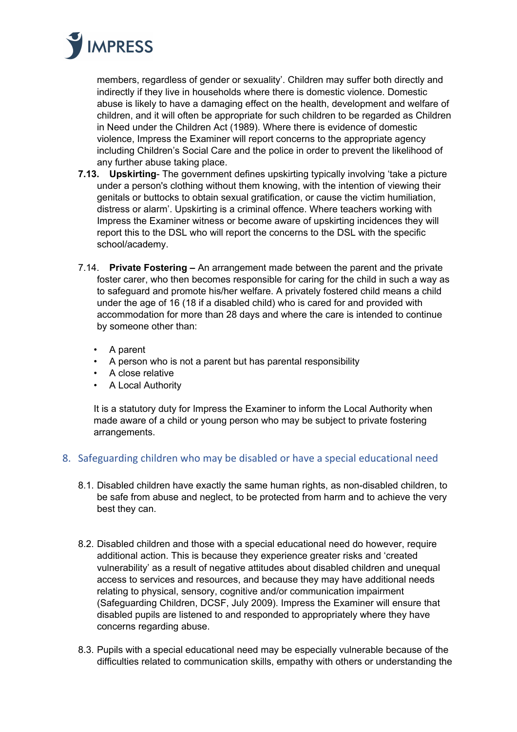members, regardless of gender or sexuality'. Children may suffer both directly and indirectly if they live in households where there is domestic violence. Domestic abuse is likely to have a damaging effect on the health, development and welfare of children, and it will often be appropriate for such children to be regarded as Children in Need under the Children Act (1989). Where there is evidence of domestic violence, Impress the Examiner will report concerns to the appropriate agency including Children's Social Care and the police in order to prevent the likelihood of any further abuse taking place.

**7.13. Upskirting**- The government defines upskirting typically involving 'take a picture under a person's clothing without them knowing, with the intention of viewing their genitals or buttocks to obtain sexual gratification, or cause the victim humiliation, distress or alarm'. Upskirting is a criminal offence. Where teachers working with Impress the Examiner witness or become aware of upskirting incidences they will report this to the DSL who will report the concerns to the DSL with the specific school/academy.

7.14. **Private Fostering –** An arrangement made between the parent and the private foster carer, who then becomes responsible for caring for the child in such a way as to safeguard and promote his/her welfare. A privately fostered child means a child under the age of 16 (18 if a disabled child) who is cared for and provided with accommodation for more than 28 days and where the care is intended to continue by someone other than:

- A parent
- A person who is not a parent but has parental responsibility
- A close relative
- A Local Authority

It is a statutory duty for Impress the Examiner to inform the Local Authority when made aware of a child or young person who may be subject to private fostering arrangements.

## 8. Safeguarding children who may be disabled or have a special educational need

8.1. Disabled children have exactly the same human rights, as non-disabled children, to be safe from abuse and neglect, to be protected from harm and to achieve the very best they can.

8.2. Disabled children and those with a special educational need do however, require additional action. This is because they experience greater risks and 'created vulnerability' as a result of negative attitudes about disabled children and unequal access to services and resources, and because they may have additional needs relating to physical, sensory, cognitive and/or communication impairment (Safeguarding Children, DCSF, July 2009). Impress the Examiner will ensure that disabled pupils are listened to and responded to appropriately where they have concerns regarding abuse.

8.3. Pupils with a special educational need may be especially vulnerable because of the difficulties related to communication skills, empathy with others or understanding the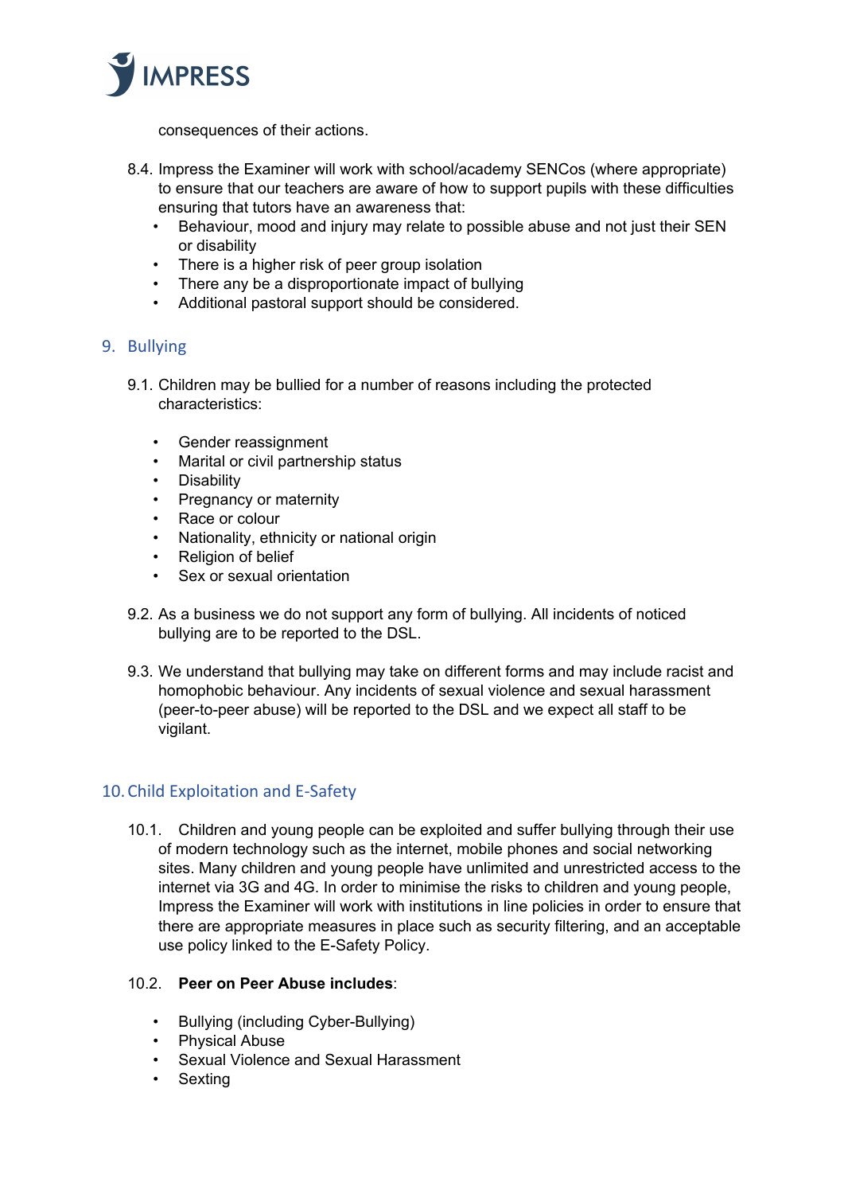consequences of their actions.

8.4. Impress the Examiner will work with school/academy SENCos (where appropriate) to ensure that our teachers are aware of how to support pupils with these difficulties ensuring that tutors have an awareness that:

- Behaviour, mood and injury may relate to possible abuse and not just their SEN or disability
- There is a higher risk of peer group isolation
- There any be a disproportionate impact of bullying
- Additional pastoral support should be considered.

## 9. Bullying

9.1. Children may be bullied for a number of reasons including the protected characteristics:

- Gender reassignment
- Marital or civil partnership status
- Disability
- Pregnancy or maternity
- Race or colour
- Nationality, ethnicity or national origin
- Religion of belief
- Sex or sexual orientation

9.2. As a business we do not support any form of bullying. All incidents of noticed bullying are to be reported to the DSL.

9.3. We understand that bullying may take on different forms and may include racist and homophobic behaviour. Any incidents of sexual violence and sexual harassment (peer-to-peer abuse) will be reported to the DSL and we expect all staff to be vigilant.

## 10. Child Exploitation and E-Safety

10.1. Children and young people can be exploited and suffer bullying through their use of modern technology such as the internet, mobile phones and social networking sites. Many children and young people have unlimited and unrestricted access to the internet via 3G and 4G. In order to minimise the risks to children and young people, Impress the Examiner will work with institutions in line policies in order to ensure that there are appropriate measures in place such as security filtering, and an acceptable use policy linked to the E-Safety Policy.

10.2. **Peer on Peer Abuse includes**:

- Bullying (including Cyber-Bullying)
- Physical Abuse
- Sexual Violence and Sexual Harassment
- Sexting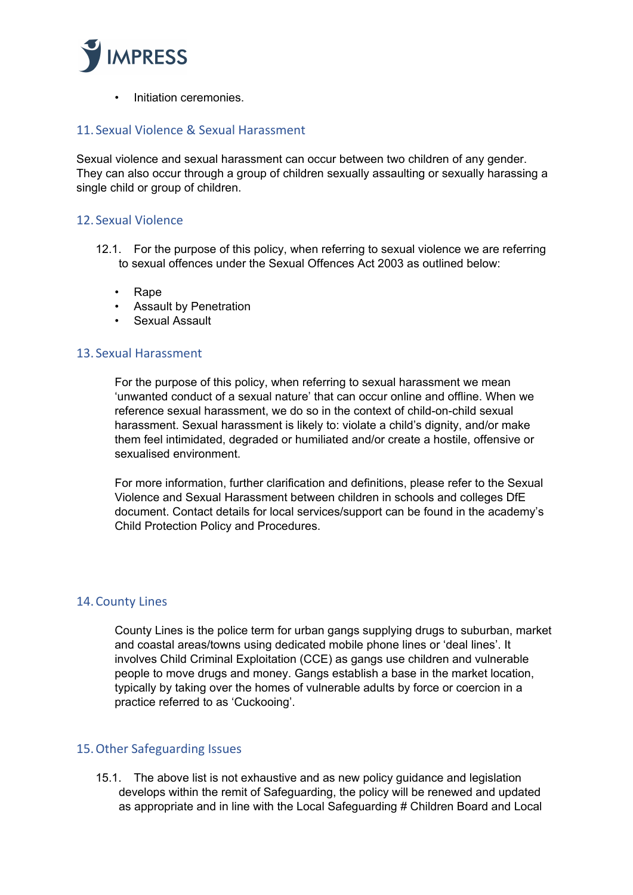- Initiation ceremonies.

## 11. Sexual Violence & Sexual Harassment

Sexual violence and sexual harassment can occur between two children of any gender. They can also occur through a group of children sexually assaulting or sexually harassing a single child or group of children.

## 12. Sexual Violence

12.1. For the purpose of this policy, when referring to sexual violence we are referring to sexual offences under the Sexual Offences Act 2003 as outlined below:

- Rape
- Assault by Penetration
- Sexual Assault

## 13. Sexual Harassment

For the purpose of this policy, when referring to sexual harassment we mean 'unwanted conduct of a sexual nature' that can occur online and offline. When we reference sexual harassment, we do so in the context of child-on-child sexual harassment. Sexual harassment is likely to: violate a child's dignity, and/or make them feel intimidated, degraded or humiliated and/or create a hostile, offensive or sexualised environment.

For more information, further clarification and definitions, please refer to the Sexual Violence and Sexual Harassment between children in schools and colleges DfE document. Contact details for local services/support can be found in the academy's Child Protection Policy and Procedures.

## 14. County Lines

County Lines is the police term for urban gangs supplying drugs to suburban, market and coastal areas/towns using dedicated mobile phone lines or 'deal lines'. It involves Child Criminal Exploitation (CCE) as gangs use children and vulnerable people to move drugs and money. Gangs establish a base in the market location, typically by taking over the homes of vulnerable adults by force or coercion in a practice referred to as 'Cuckooing'.

## 15. Other Safeguarding Issues

15.1. The above list is not exhaustive and as new policy guidance and legislation develops within the remit of Safeguarding, the policy will be renewed and updated as appropriate and in line with the Local Safeguarding # Children Board and Local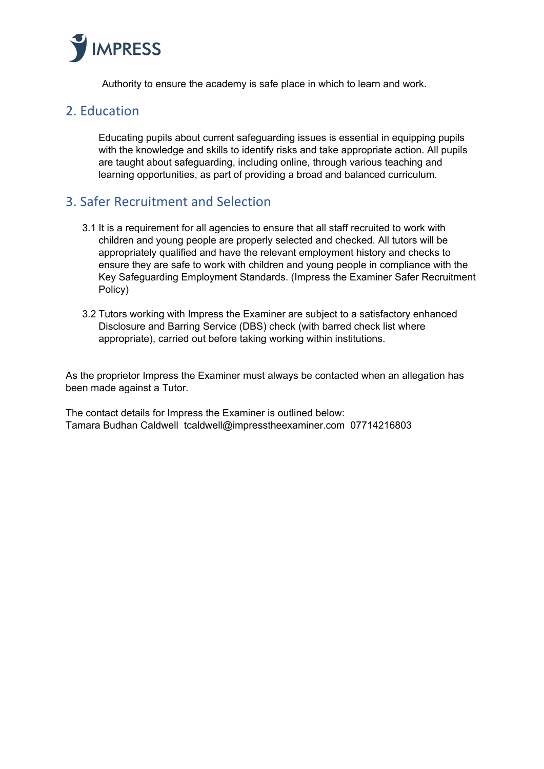Authority to ensure the academy is safe place in which to learn and work.

## 2. Education

Educating pupils about current safeguarding issues is essential in equipping pupils with the knowledge and skills to identify risks and take appropriate action. All pupils are taught about safeguarding, including online, through various teaching and learning opportunities, as part of providing a broad and balanced curriculum.

## 3. Safer Recruitment and Selection

3.1 It is a requirement for all agencies to ensure that all staff recruited to work with children and young people are properly selected and checked. All tutors will be appropriately qualified and have the relevant employment history and checks to ensure they are safe to work with children and young people in compliance with the Key Safeguarding Employment Standards. (Impress the Examiner Safer Recruitment Policy)

3.2 Tutors working with Impress the Examiner are subject to a satisfactory enhanced Disclosure and Barring Service (DBS) check (with barred check list where appropriate), carried out before taking working within institutions.

As the proprietor Impress the Examiner must always be contacted when an allegation has been made against a Tutor.

The contact details for Impress the Examiner is outlined below:
Tamara Budhan Caldwell tcaldwell@impresstheexaminer.com 07714216803